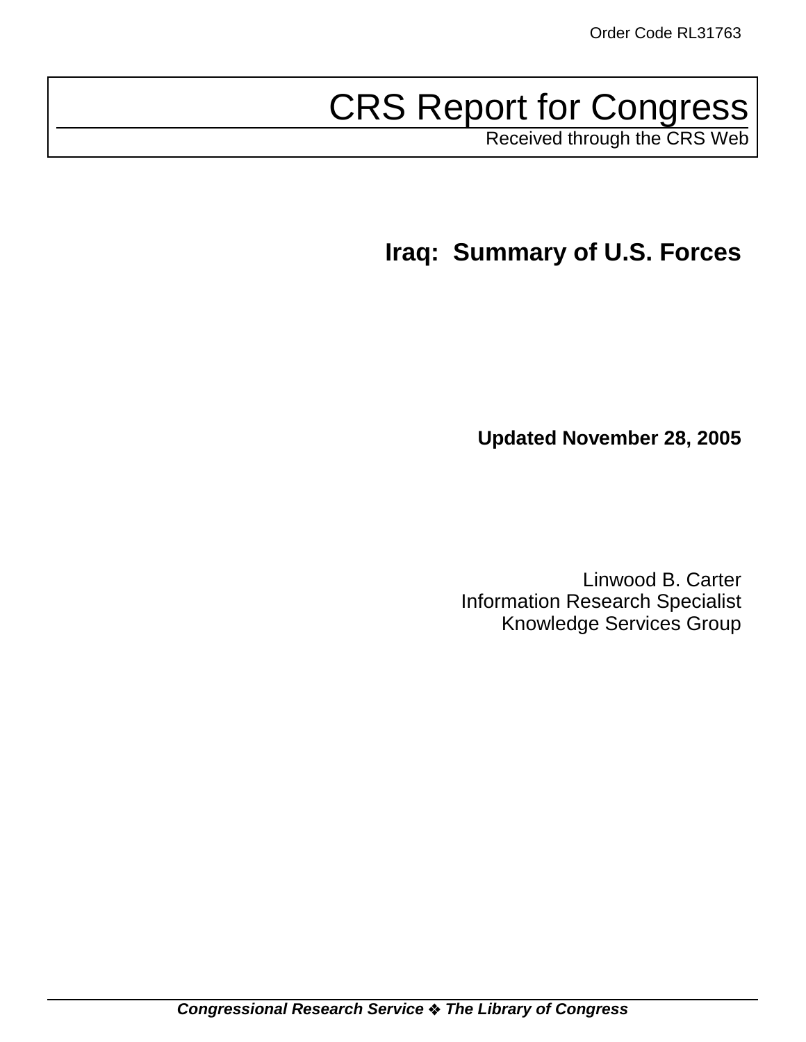Order Code RL31763

# CRS Report for Congress

Received through the CRS Web

## Iraq: Summary of U.S. Forces

**Updated November 28, 2005**

Linwood B. Carter
Information Research Specialist
Knowledge Services Group

***Congressional Research Service ❖ The Library of Congress***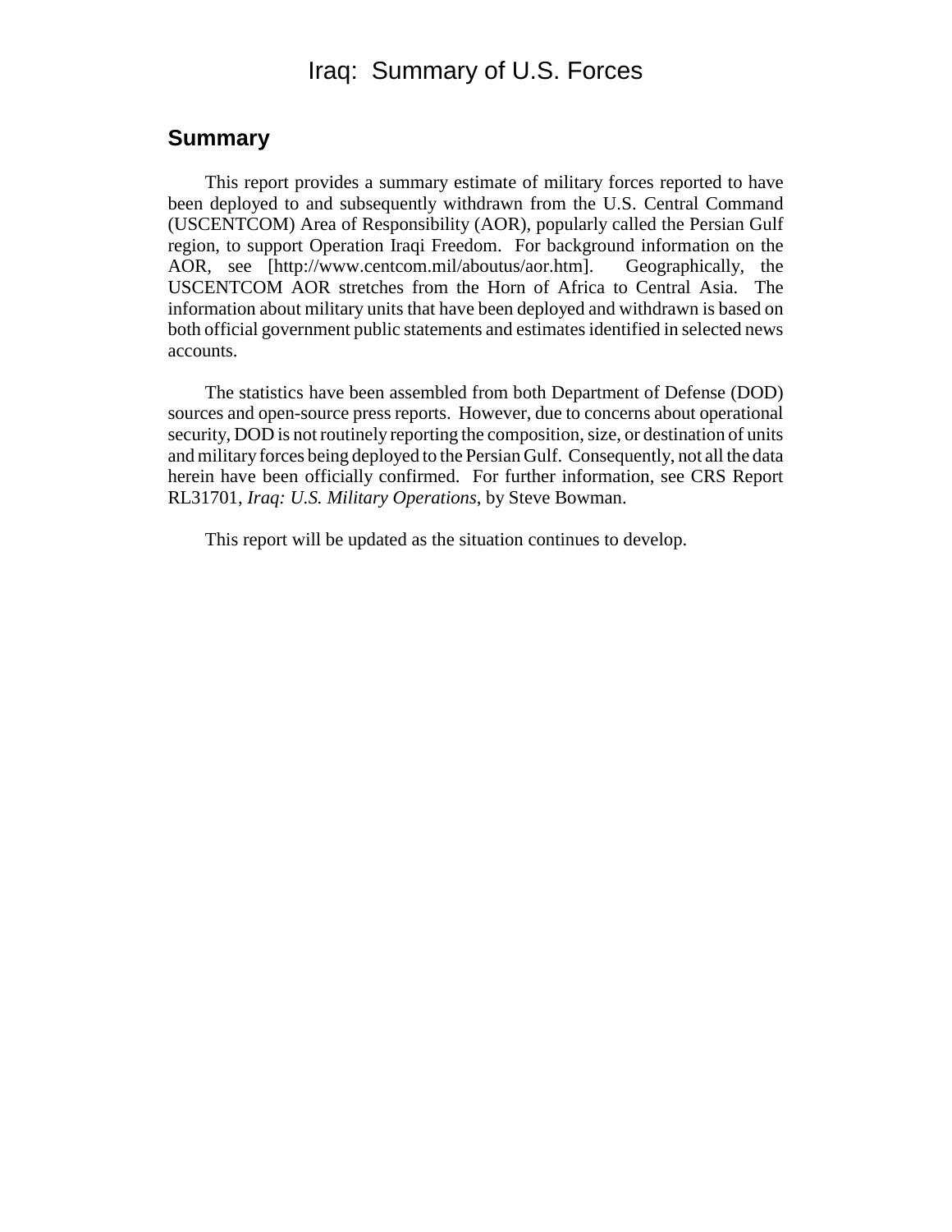# Iraq: Summary of U.S. Forces

## Summary

This report provides a summary estimate of military forces reported to have been deployed to and subsequently withdrawn from the U.S. Central Command (USCENTCOM) Area of Responsibility (AOR), popularly called the Persian Gulf region, to support Operation Iraqi Freedom. For background information on the AOR, see [http://www.centcom.mil/aboutus/aor.htm]. Geographically, the USCENTCOM AOR stretches from the Horn of Africa to Central Asia. The information about military units that have been deployed and withdrawn is based on both official government public statements and estimates identified in selected news accounts.

The statistics have been assembled from both Department of Defense (DOD) sources and open-source press reports. However, due to concerns about operational security, DOD is not routinely reporting the composition, size, or destination of units and military forces being deployed to the Persian Gulf. Consequently, not all the data herein have been officially confirmed. For further information, see CRS Report RL31701, *Iraq: U.S. Military Operations*, by Steve Bowman.

This report will be updated as the situation continues to develop.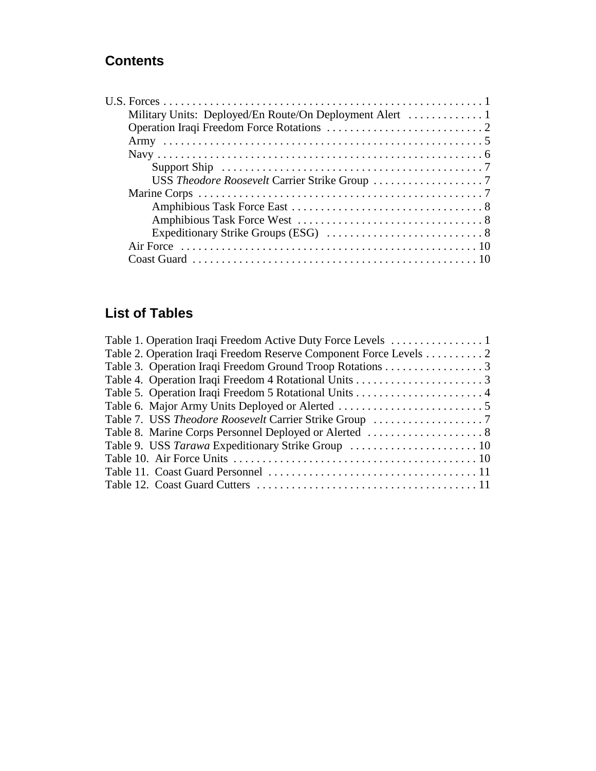## Contents

U.S. Forces . . . . . . . . . . . . . . . . . . . . . . . . . . . . . . . . . . . . . . . . . . . . . . . . . . . . . 1
- Military Units: Deployed/En Route/On Deployment Alert . . . . . . . . . . . . . 1
- Operation Iraqi Freedom Force Rotations . . . . . . . . . . . . . . . . . . . . . . . . . . . 2
- Army . . . . . . . . . . . . . . . . . . . . . . . . . . . . . . . . . . . . . . . . . . . . . . . . . . . . . 5
- Navy . . . . . . . . . . . . . . . . . . . . . . . . . . . . . . . . . . . . . . . . . . . . . . . . . . . . . 6
  - Support Ship . . . . . . . . . . . . . . . . . . . . . . . . . . . . . . . . . . . . . . . . . . . . 7
  - USS *Theodore Roosevelt* Carrier Strike Group . . . . . . . . . . . . . . . . . . . 7
- Marine Corps . . . . . . . . . . . . . . . . . . . . . . . . . . . . . . . . . . . . . . . . . . . . . . . 7
  - Amphibious Task Force East . . . . . . . . . . . . . . . . . . . . . . . . . . . . . . . . . 8
  - Amphibious Task Force West . . . . . . . . . . . . . . . . . . . . . . . . . . . . . . . . 8
  - Expeditionary Strike Groups (ESG) . . . . . . . . . . . . . . . . . . . . . . . . . . . 8
- Air Force . . . . . . . . . . . . . . . . . . . . . . . . . . . . . . . . . . . . . . . . . . . . . . . . . . 10
- Coast Guard . . . . . . . . . . . . . . . . . . . . . . . . . . . . . . . . . . . . . . . . . . . . . . . 10

## List of Tables

Table 1. Operation Iraqi Freedom Active Duty Force Levels . . . . . . . . . . . . . . . . 1
Table 2. Operation Iraqi Freedom Reserve Component Force Levels . . . . . . . . . . 2
Table 3. Operation Iraqi Freedom Ground Troop Rotations . . . . . . . . . . . . . . . . . 3
Table 4. Operation Iraqi Freedom 4 Rotational Units . . . . . . . . . . . . . . . . . . . . . . 3
Table 5. Operation Iraqi Freedom 5 Rotational Units . . . . . . . . . . . . . . . . . . . . . . 4
Table 6. Major Army Units Deployed or Alerted . . . . . . . . . . . . . . . . . . . . . . . . . 5
Table 7. USS *Theodore Roosevelt* Carrier Strike Group . . . . . . . . . . . . . . . . . . . 7
Table 8. Marine Corps Personnel Deployed or Alerted . . . . . . . . . . . . . . . . . . . . 8
Table 9. USS *Tarawa* Expeditionary Strike Group . . . . . . . . . . . . . . . . . . . . . . 10
Table 10. Air Force Units . . . . . . . . . . . . . . . . . . . . . . . . . . . . . . . . . . . . . . . . . . 10
Table 11. Coast Guard Personnel . . . . . . . . . . . . . . . . . . . . . . . . . . . . . . . . . . . . 11
Table 12. Coast Guard Cutters . . . . . . . . . . . . . . . . . . . . . . . . . . . . . . . . . . . . . . 11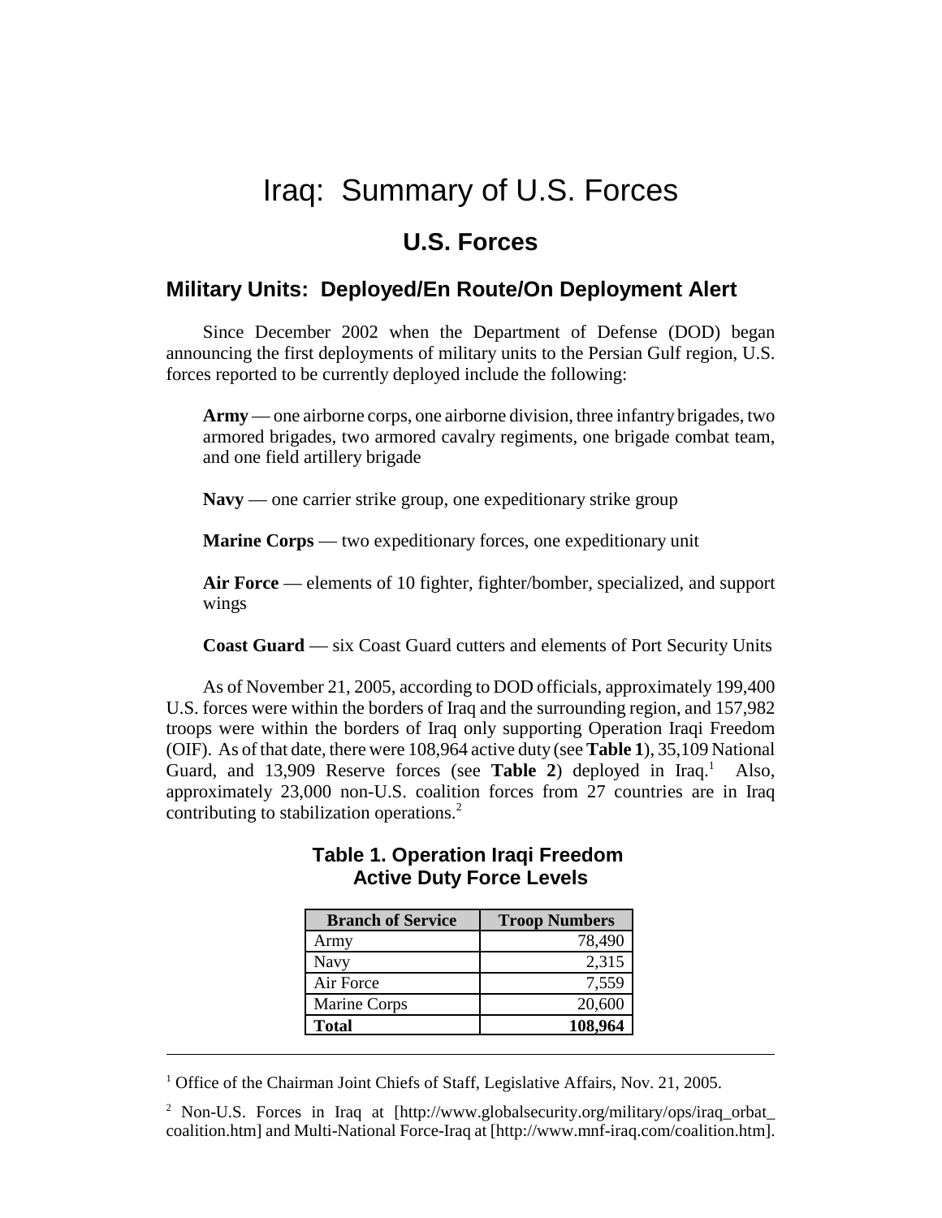# Iraq: Summary of U.S. Forces

## U.S. Forces

### Military Units: Deployed/En Route/On Deployment Alert

Since December 2002 when the Department of Defense (DOD) began announcing the first deployments of military units to the Persian Gulf region, U.S. forces reported to be currently deployed include the following:

> **Army** — one airborne corps, one airborne division, three infantry brigades, two armored brigades, two armored cavalry regiments, one brigade combat team, and one field artillery brigade
>
> **Navy** — one carrier strike group, one expeditionary strike group
>
> **Marine Corps** — two expeditionary forces, one expeditionary unit
>
> **Air Force** — elements of 10 fighter, fighter/bomber, specialized, and support wings
>
> **Coast Guard** — six Coast Guard cutters and elements of Port Security Units

As of November 21, 2005, according to DOD officials, approximately 199,400 U.S. forces were within the borders of Iraq and the surrounding region, and 157,982 troops were within the borders of Iraq only supporting Operation Iraqi Freedom (OIF). As of that date, there were 108,964 active duty (see **Table 1**), 35,109 National Guard, and 13,909 Reserve forces (see **Table 2**) deployed in Iraq.[1] Also, approximately 23,000 non-U.S. coalition forces from 27 countries are in Iraq contributing to stabilization operations.[2]

**Table 1. Operation Iraqi Freedom Active Duty Force Levels**

| Branch of Service | Troop Numbers |
|---|---:|
| Army | 78,490 |
| Navy | 2,315 |
| Air Force | 7,559 |
| Marine Corps | 20,600 |
| **Total** | **108,964** |

---

[1] Office of the Chairman Joint Chiefs of Staff, Legislative Affairs, Nov. 21, 2005.

[2] Non-U.S. Forces in Iraq at [http://www.globalsecurity.org/military/ops/iraq_orbat_coalition.htm] and Multi-National Force-Iraq at [http://www.mnf-iraq.com/coalition.htm].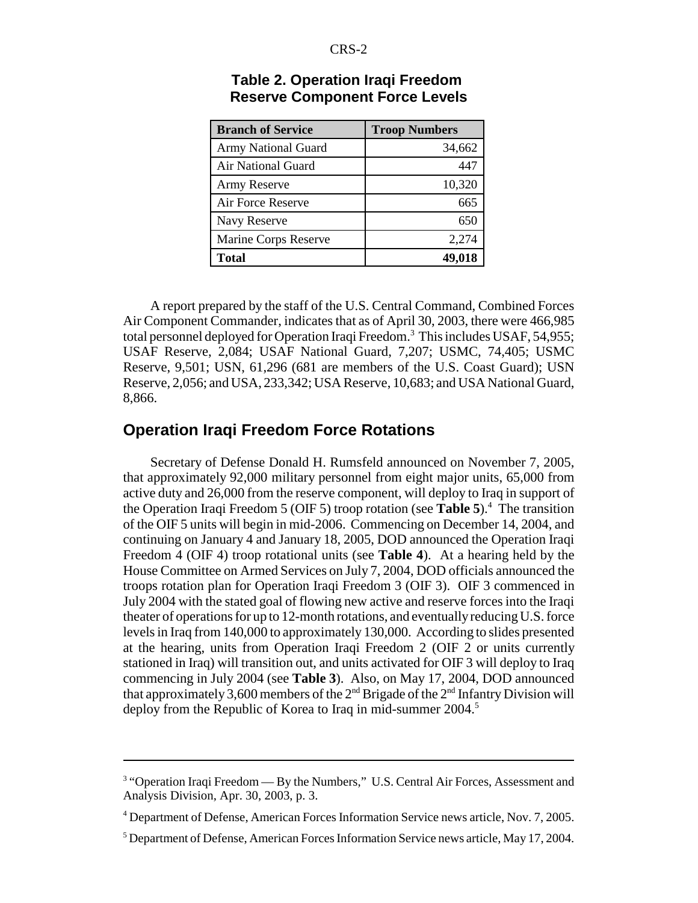**Table 2. Operation Iraqi Freedom Reserve Component Force Levels**

| Branch of Service | Troop Numbers |
|---|---:|
| Army National Guard | 34,662 |
| Air National Guard | 447 |
| Army Reserve | 10,320 |
| Air Force Reserve | 665 |
| Navy Reserve | 650 |
| Marine Corps Reserve | 2,274 |
| **Total** | **49,018** |

A report prepared by the staff of the U.S. Central Command, Combined Forces Air Component Commander, indicates that as of April 30, 2003, there were 466,985 total personnel deployed for Operation Iraqi Freedom.[3] This includes USAF, 54,955; USAF Reserve, 2,084; USAF National Guard, 7,207; USMC, 74,405; USMC Reserve, 9,501; USN, 61,296 (681 are members of the U.S. Coast Guard); USN Reserve, 2,056; and USA, 233,342; USA Reserve, 10,683; and USA National Guard, 8,866.

## Operation Iraqi Freedom Force Rotations

Secretary of Defense Donald H. Rumsfeld announced on November 7, 2005, that approximately 92,000 military personnel from eight major units, 65,000 from active duty and 26,000 from the reserve component, will deploy to Iraq in support of the Operation Iraqi Freedom 5 (OIF 5) troop rotation (see **Table 5**).[4] The transition of the OIF 5 units will begin in mid-2006. Commencing on December 14, 2004, and continuing on January 4 and January 18, 2005, DOD announced the Operation Iraqi Freedom 4 (OIF 4) troop rotational units (see **Table 4**). At a hearing held by the House Committee on Armed Services on July 7, 2004, DOD officials announced the troops rotation plan for Operation Iraqi Freedom 3 (OIF 3). OIF 3 commenced in July 2004 with the stated goal of flowing new active and reserve forces into the Iraqi theater of operations for up to 12-month rotations, and eventually reducing U.S. force levels in Iraq from 140,000 to approximately 130,000. According to slides presented at the hearing, units from Operation Iraqi Freedom 2 (OIF 2 or units currently stationed in Iraq) will transition out, and units activated for OIF 3 will deploy to Iraq commencing in July 2004 (see **Table 3**). Also, on May 17, 2004, DOD announced that approximately 3,600 members of the 2nd Brigade of the 2nd Infantry Division will deploy from the Republic of Korea to Iraq in mid-summer 2004.[5]

---

[3] "Operation Iraqi Freedom — By the Numbers," U.S. Central Air Forces, Assessment and Analysis Division, Apr. 30, 2003, p. 3.

[4] Department of Defense, American Forces Information Service news article, Nov. 7, 2005.

[5] Department of Defense, American Forces Information Service news article, May 17, 2004.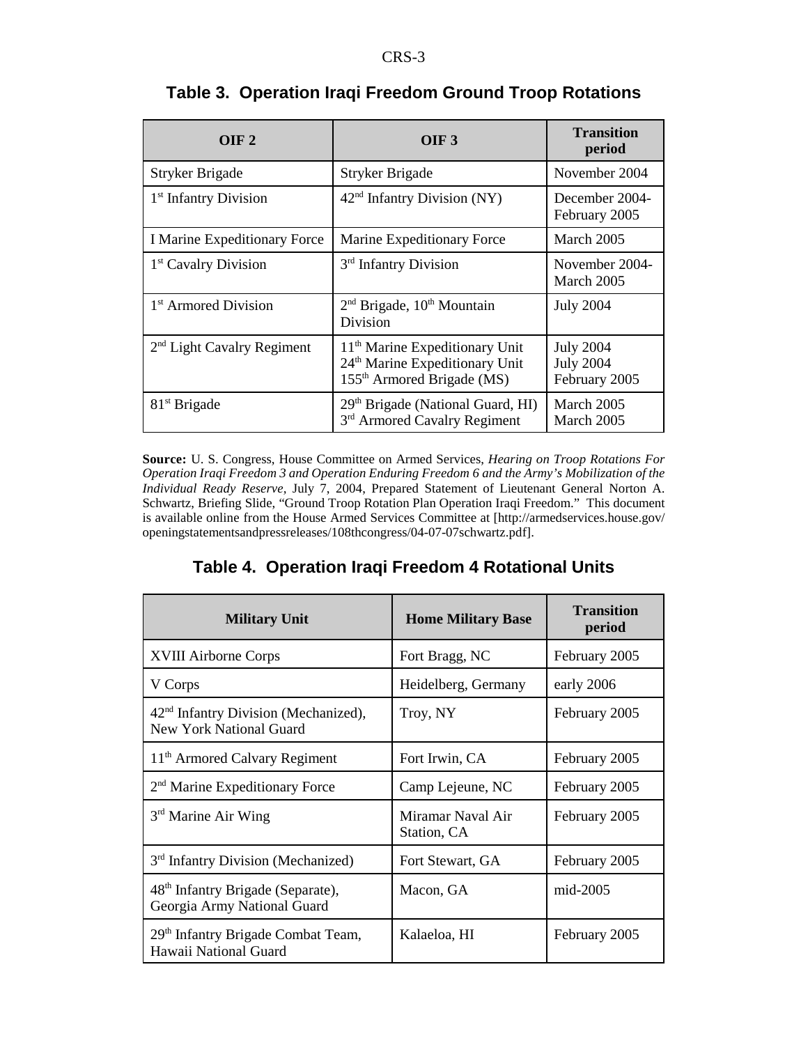**Table 3. Operation Iraqi Freedom Ground Troop Rotations**

| OIF 2 | OIF 3 | Transition period |
|---|---|---|
| Stryker Brigade | Stryker Brigade | November 2004 |
| 1st Infantry Division | 42nd Infantry Division (NY) | December 2004-February 2005 |
| I Marine Expeditionary Force | Marine Expeditionary Force | March 2005 |
| 1st Cavalry Division | 3rd Infantry Division | November 2004-March 2005 |
| 1st Armored Division | 2nd Brigade, 10th Mountain Division | July 2004 |
| 2nd Light Cavalry Regiment | 11th Marine Expeditionary Unit<br>24th Marine Expeditionary Unit<br>155th Armored Brigade (MS) | July 2004<br>July 2004<br>February 2005 |
| 81st Brigade | 29th Brigade (National Guard, HI)<br>3rd Armored Cavalry Regiment | March 2005<br>March 2005 |

**Source:** U. S. Congress, House Committee on Armed Services, *Hearing on Troop Rotations For Operation Iraqi Freedom 3 and Operation Enduring Freedom 6 and the Army's Mobilization of the Individual Ready Reserve*, July 7, 2004, Prepared Statement of Lieutenant General Norton A. Schwartz, Briefing Slide, "Ground Troop Rotation Plan Operation Iraqi Freedom." This document is available online from the House Armed Services Committee at [http://armedservices.house.gov/openingstatementsandpressreleases/108thcongress/04-07-07schwartz.pdf].

**Table 4. Operation Iraqi Freedom 4 Rotational Units**

| Military Unit | Home Military Base | Transition period |
|---|---|---|
| XVIII Airborne Corps | Fort Bragg, NC | February 2005 |
| V Corps | Heidelberg, Germany | early 2006 |
| 42nd Infantry Division (Mechanized), New York National Guard | Troy, NY | February 2005 |
| 11th Armored Calvary Regiment | Fort Irwin, CA | February 2005 |
| 2nd Marine Expeditionary Force | Camp Lejeune, NC | February 2005 |
| 3rd Marine Air Wing | Miramar Naval Air Station, CA | February 2005 |
| 3rd Infantry Division (Mechanized) | Fort Stewart, GA | February 2005 |
| 48th Infantry Brigade (Separate), Georgia Army National Guard | Macon, GA | mid-2005 |
| 29th Infantry Brigade Combat Team, Hawaii National Guard | Kalaeloa, HI | February 2005 |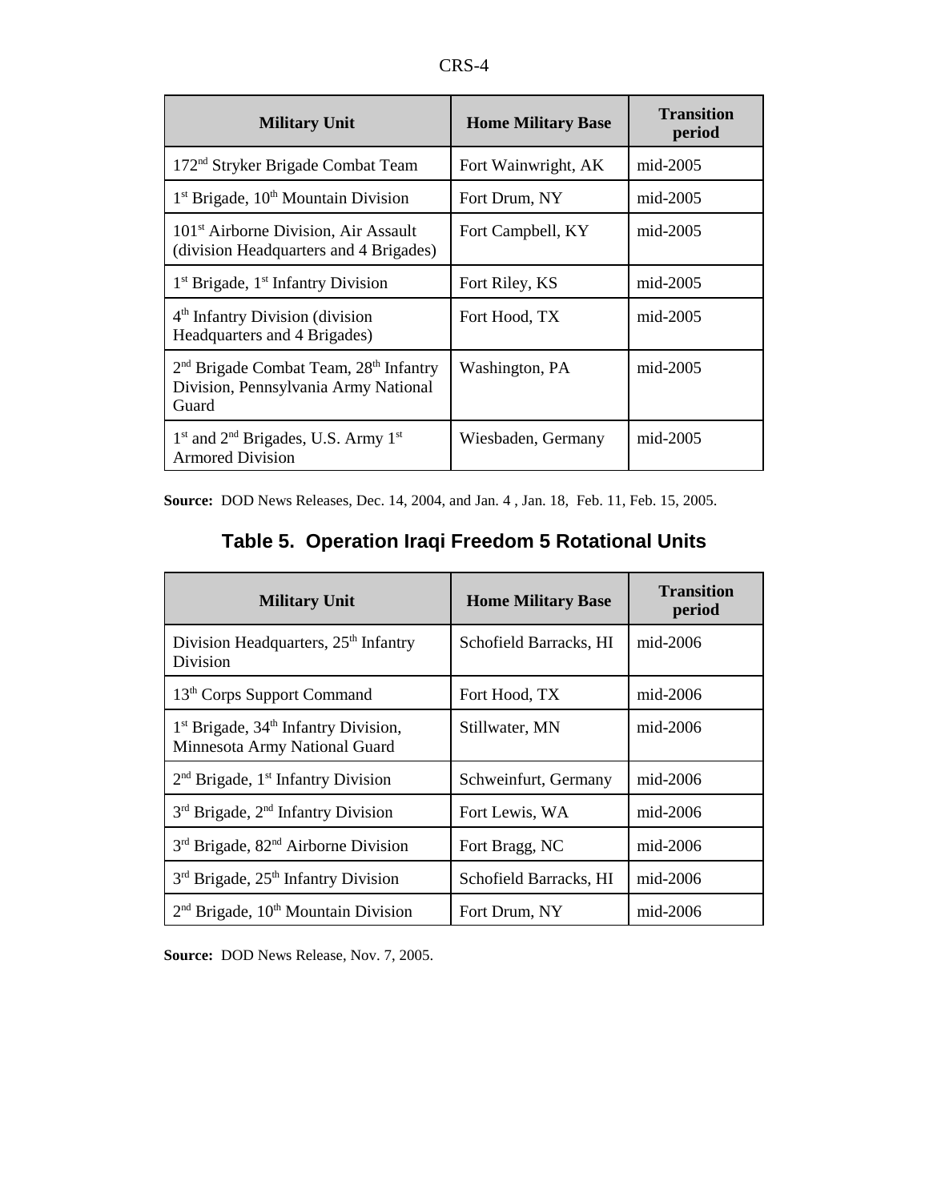| Military Unit | Home Military Base | Transition period |
|---|---|---|
| 172nd Stryker Brigade Combat Team | Fort Wainwright, AK | mid-2005 |
| 1st Brigade, 10th Mountain Division | Fort Drum, NY | mid-2005 |
| 101st Airborne Division, Air Assault (division Headquarters and 4 Brigades) | Fort Campbell, KY | mid-2005 |
| 1st Brigade, 1st Infantry Division | Fort Riley, KS | mid-2005 |
| 4th Infantry Division (division Headquarters and 4 Brigades) | Fort Hood, TX | mid-2005 |
| 2nd Brigade Combat Team, 28th Infantry Division, Pennsylvania Army National Guard | Washington, PA | mid-2005 |
| 1st and 2nd Brigades, U.S. Army 1st Armored Division | Wiesbaden, Germany | mid-2005 |

**Source:** DOD News Releases, Dec. 14, 2004, and Jan. 4 , Jan. 18, Feb. 11, Feb. 15, 2005.

## Table 5. Operation Iraqi Freedom 5 Rotational Units

| Military Unit | Home Military Base | Transition period |
|---|---|---|
| Division Headquarters, 25th Infantry Division | Schofield Barracks, HI | mid-2006 |
| 13th Corps Support Command | Fort Hood, TX | mid-2006 |
| 1st Brigade, 34th Infantry Division, Minnesota Army National Guard | Stillwater, MN | mid-2006 |
| 2nd Brigade, 1st Infantry Division | Schweinfurt, Germany | mid-2006 |
| 3rd Brigade, 2nd Infantry Division | Fort Lewis, WA | mid-2006 |
| 3rd Brigade, 82nd Airborne Division | Fort Bragg, NC | mid-2006 |
| 3rd Brigade, 25th Infantry Division | Schofield Barracks, HI | mid-2006 |
| 2nd Brigade, 10th Mountain Division | Fort Drum, NY | mid-2006 |

**Source:** DOD News Release, Nov. 7, 2005.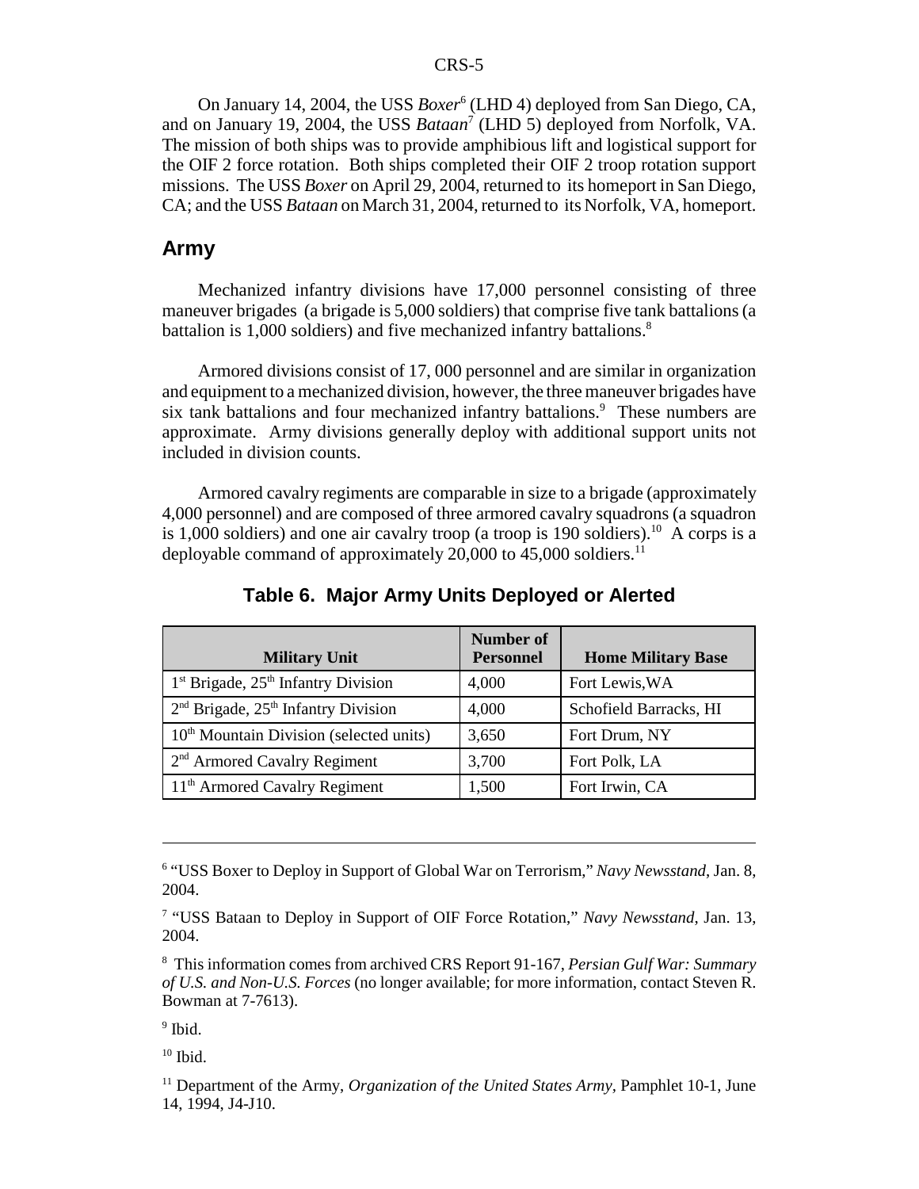On January 14, 2004, the USS *Boxer*[6] (LHD 4) deployed from San Diego, CA, and on January 19, 2004, the USS *Bataan*[7] (LHD 5) deployed from Norfolk, VA. The mission of both ships was to provide amphibious lift and logistical support for the OIF 2 force rotation. Both ships completed their OIF 2 troop rotation support missions. The USS *Boxer* on April 29, 2004, returned to its homeport in San Diego, CA; and the USS *Bataan* on March 31, 2004, returned to its Norfolk, VA, homeport.

## Army

Mechanized infantry divisions have 17,000 personnel consisting of three maneuver brigades (a brigade is 5,000 soldiers) that comprise five tank battalions (a battalion is 1,000 soldiers) and five mechanized infantry battalions.[8]

Armored divisions consist of 17, 000 personnel and are similar in organization and equipment to a mechanized division, however, the three maneuver brigades have six tank battalions and four mechanized infantry battalions.[9] These numbers are approximate. Army divisions generally deploy with additional support units not included in division counts.

Armored cavalry regiments are comparable in size to a brigade (approximately 4,000 personnel) and are composed of three armored cavalry squadrons (a squadron is 1,000 soldiers) and one air cavalry troop (a troop is 190 soldiers).[10] A corps is a deployable command of approximately 20,000 to 45,000 soldiers.[11]

### Table 6. Major Army Units Deployed or Alerted

| Military Unit | Number of Personnel | Home Military Base |
|---|---|---|
| 1st Brigade, 25th Infantry Division | 4,000 | Fort Lewis,WA |
| 2nd Brigade, 25th Infantry Division | 4,000 | Schofield Barracks, HI |
| 10th Mountain Division (selected units) | 3,650 | Fort Drum, NY |
| 2nd Armored Cavalry Regiment | 3,700 | Fort Polk, LA |
| 11th Armored Cavalry Regiment | 1,500 | Fort Irwin, CA |

---

[6] "USS Boxer to Deploy in Support of Global War on Terrorism," *Navy Newsstand*, Jan. 8, 2004.

[7] "USS Bataan to Deploy in Support of OIF Force Rotation," *Navy Newsstand*, Jan. 13, 2004.

[8] This information comes from archived CRS Report 91-167, *Persian Gulf War: Summary of U.S. and Non-U.S. Forces* (no longer available; for more information, contact Steven R. Bowman at 7-7613).

[9] Ibid.

[10] Ibid.

[11] Department of the Army, *Organization of the United States Army,* Pamphlet 10-1, June 14, 1994, J4-J10.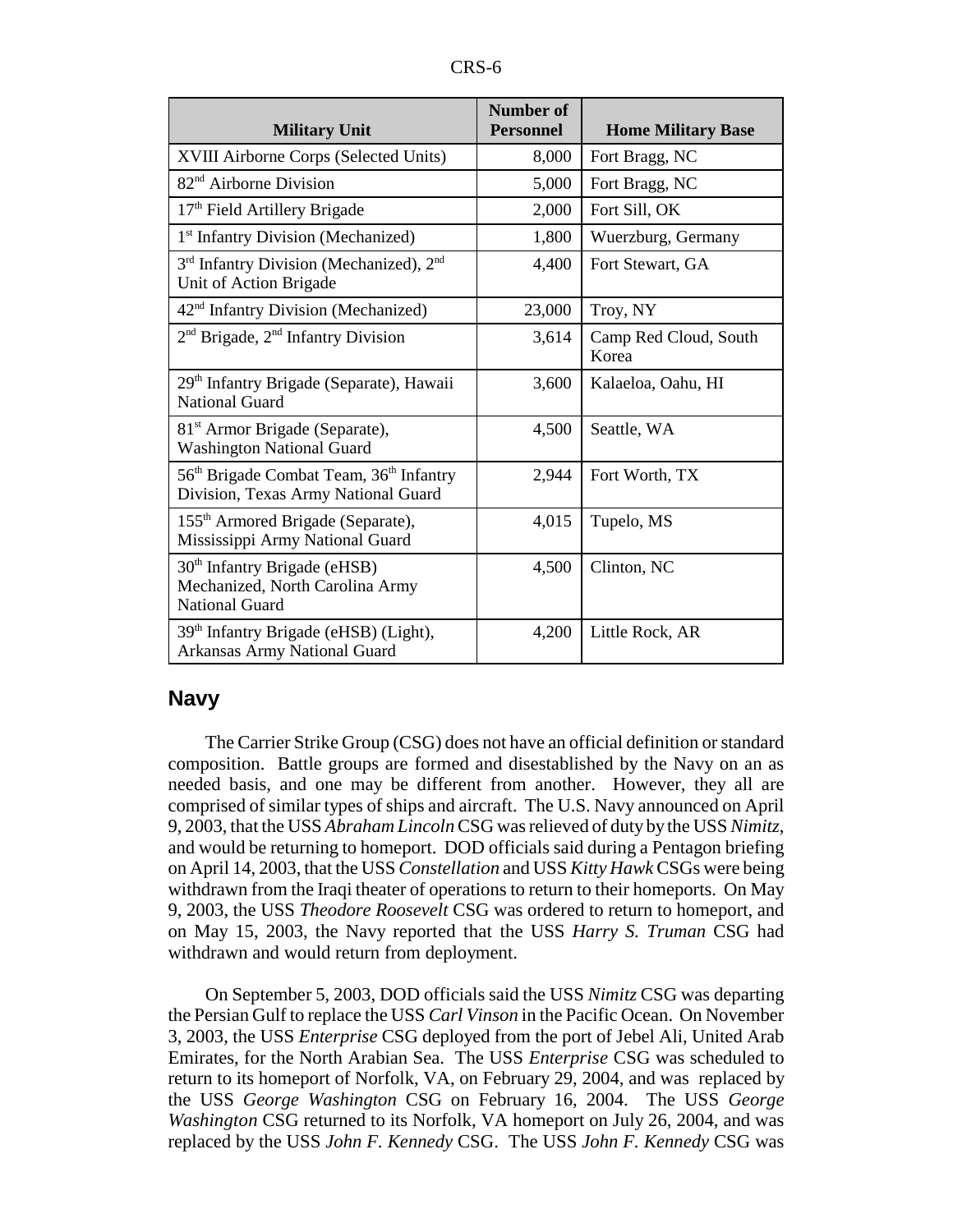| Military Unit | Number of Personnel | Home Military Base |
| --- | --- | --- |
| XVIII Airborne Corps (Selected Units) | 8,000 | Fort Bragg, NC |
| 82nd Airborne Division | 5,000 | Fort Bragg, NC |
| 17th Field Artillery Brigade | 2,000 | Fort Sill, OK |
| 1st Infantry Division (Mechanized) | 1,800 | Wuerzburg, Germany |
| 3rd Infantry Division (Mechanized), 2nd Unit of Action Brigade | 4,400 | Fort Stewart, GA |
| 42nd Infantry Division (Mechanized) | 23,000 | Troy, NY |
| 2nd Brigade, 2nd Infantry Division | 3,614 | Camp Red Cloud, South Korea |
| 29th Infantry Brigade (Separate), Hawaii National Guard | 3,600 | Kalaeloa, Oahu, HI |
| 81st Armor Brigade (Separate), Washington National Guard | 4,500 | Seattle, WA |
| 56th Brigade Combat Team, 36th Infantry Division, Texas Army National Guard | 2,944 | Fort Worth, TX |
| 155th Armored Brigade (Separate), Mississippi Army National Guard | 4,015 | Tupelo, MS |
| 30th Infantry Brigade (eHSB) Mechanized, North Carolina Army National Guard | 4,500 | Clinton, NC |
| 39th Infantry Brigade (eHSB) (Light), Arkansas Army National Guard | 4,200 | Little Rock, AR |

## Navy

The Carrier Strike Group (CSG) does not have an official definition or standard composition. Battle groups are formed and disestablished by the Navy on an as needed basis, and one may be different from another. However, they all are comprised of similar types of ships and aircraft. The U.S. Navy announced on April 9, 2003, that the USS *Abraham Lincoln* CSG was relieved of duty by the USS *Nimitz*, and would be returning to homeport. DOD officials said during a Pentagon briefing on April 14, 2003, that the USS *Constellation* and USS *Kitty Hawk* CSGs were being withdrawn from the Iraqi theater of operations to return to their homeports. On May 9, 2003, the USS *Theodore Roosevelt* CSG was ordered to return to homeport, and on May 15, 2003, the Navy reported that the USS *Harry S. Truman* CSG had withdrawn and would return from deployment.

On September 5, 2003, DOD officials said the USS *Nimitz* CSG was departing the Persian Gulf to replace the USS *Carl Vinson* in the Pacific Ocean. On November 3, 2003, the USS *Enterprise* CSG deployed from the port of Jebel Ali, United Arab Emirates, for the North Arabian Sea. The USS *Enterprise* CSG was scheduled to return to its homeport of Norfolk, VA, on February 29, 2004, and was replaced by the USS *George Washington* CSG on February 16, 2004. The USS *George Washington* CSG returned to its Norfolk, VA homeport on July 26, 2004, and was replaced by the USS *John F. Kennedy* CSG. The USS *John F. Kennedy* CSG was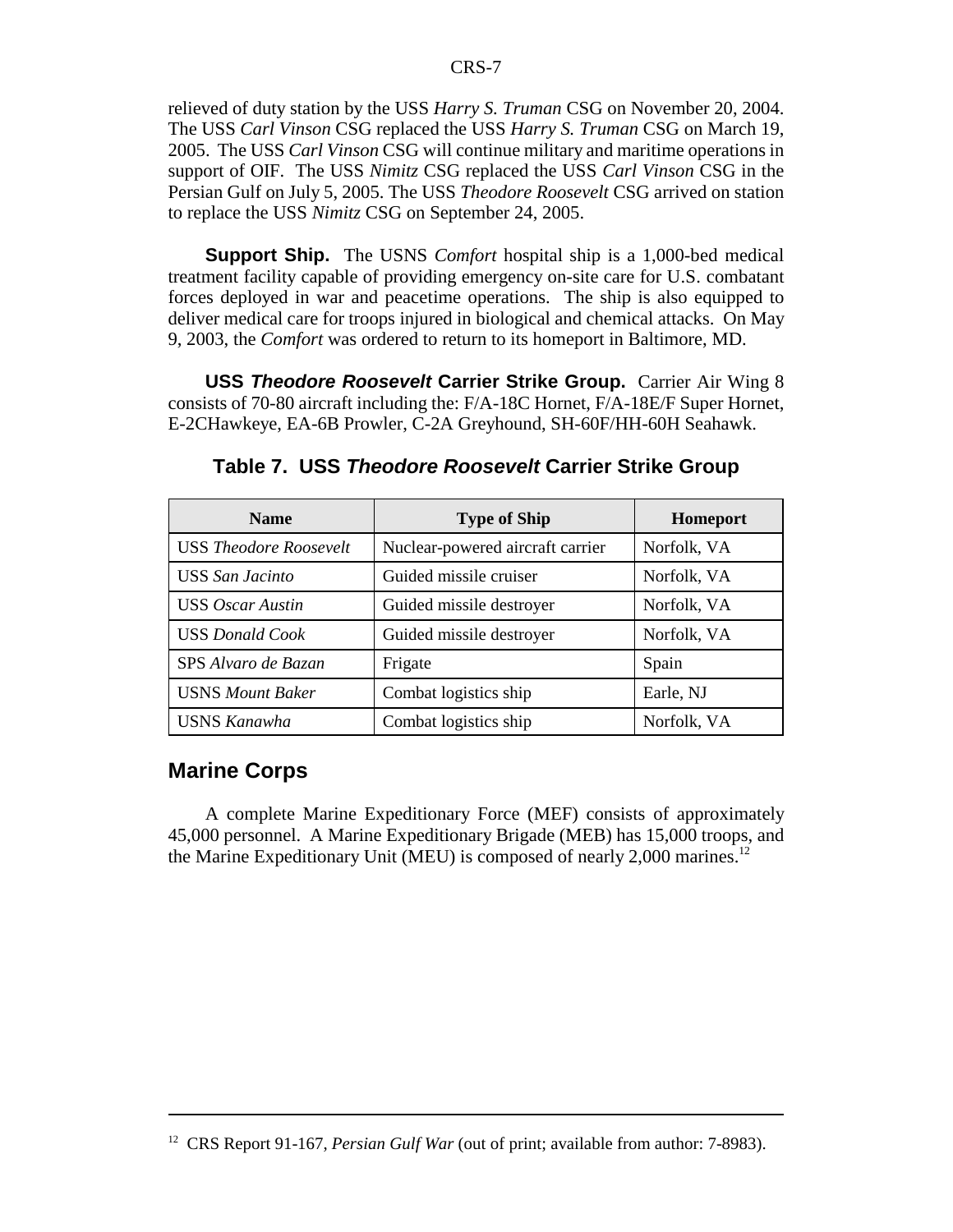relieved of duty station by the USS *Harry S. Truman* CSG on November 20, 2004. The USS *Carl Vinson* CSG replaced the USS *Harry S. Truman* CSG on March 19, 2005. The USS *Carl Vinson* CSG will continue military and maritime operations in support of OIF. The USS *Nimitz* CSG replaced the USS *Carl Vinson* CSG in the Persian Gulf on July 5, 2005. The USS *Theodore Roosevelt* CSG arrived on station to replace the USS *Nimitz* CSG on September 24, 2005.

**Support Ship.** The USNS *Comfort* hospital ship is a 1,000-bed medical treatment facility capable of providing emergency on-site care for U.S. combatant forces deployed in war and peacetime operations. The ship is also equipped to deliver medical care for troops injured in biological and chemical attacks. On May 9, 2003, the *Comfort* was ordered to return to its homeport in Baltimore, MD.

**USS *Theodore Roosevelt* Carrier Strike Group.** Carrier Air Wing 8 consists of 70-80 aircraft including the: F/A-18C Hornet, F/A-18E/F Super Hornet, E-2CHawkeye, EA-6B Prowler, C-2A Greyhound, SH-60F/HH-60H Seahawk.

**Table 7. USS *Theodore Roosevelt* Carrier Strike Group**

| Name | Type of Ship | Homeport |
|---|---|---|
| USS *Theodore Roosevelt* | Nuclear-powered aircraft carrier | Norfolk, VA |
| USS *San Jacinto* | Guided missile cruiser | Norfolk, VA |
| USS *Oscar Austin* | Guided missile destroyer | Norfolk, VA |
| USS *Donald Cook* | Guided missile destroyer | Norfolk, VA |
| SPS *Alvaro de Bazan* | Frigate | Spain |
| USNS *Mount Baker* | Combat logistics ship | Earle, NJ |
| USNS *Kanawha* | Combat logistics ship | Norfolk, VA |

## Marine Corps

A complete Marine Expeditionary Force (MEF) consists of approximately 45,000 personnel. A Marine Expeditionary Brigade (MEB) has 15,000 troops, and the Marine Expeditionary Unit (MEU) is composed of nearly 2,000 marines.[12]

---

[12] CRS Report 91-167, *Persian Gulf War* (out of print; available from author: 7-8983).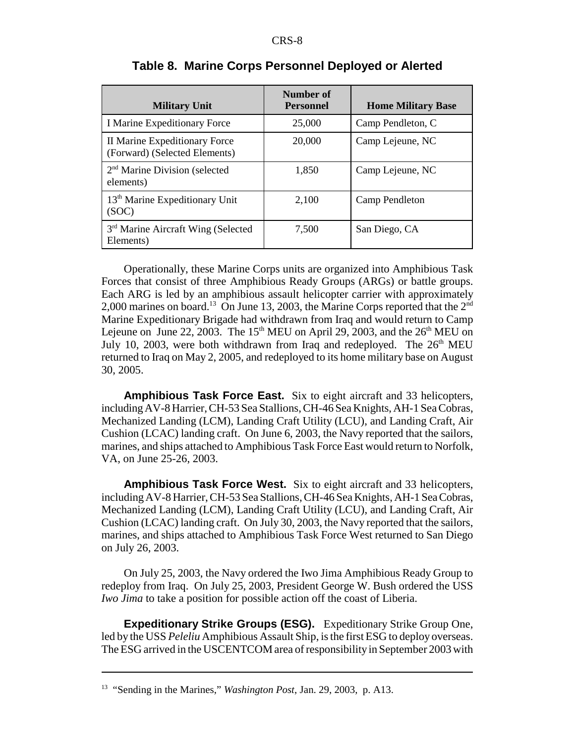**Table 8. Marine Corps Personnel Deployed or Alerted**

| Military Unit | Number of Personnel | Home Military Base |
|---|---|---|
| I Marine Expeditionary Force | 25,000 | Camp Pendleton, C |
| II Marine Expeditionary Force (Forward) (Selected Elements) | 20,000 | Camp Lejeune, NC |
| 2nd Marine Division (selected elements) | 1,850 | Camp Lejeune, NC |
| 13th Marine Expeditionary Unit (SOC) | 2,100 | Camp Pendleton |
| 3rd Marine Aircraft Wing (Selected Elements) | 7,500 | San Diego, CA |

Operationally, these Marine Corps units are organized into Amphibious Task Forces that consist of three Amphibious Ready Groups (ARGs) or battle groups. Each ARG is led by an amphibious assault helicopter carrier with approximately 2,000 marines on board.[13] On June 13, 2003, the Marine Corps reported that the 2nd Marine Expeditionary Brigade had withdrawn from Iraq and would return to Camp Lejeune on June 22, 2003. The 15th MEU on April 29, 2003, and the 26th MEU on July 10, 2003, were both withdrawn from Iraq and redeployed. The 26th MEU returned to Iraq on May 2, 2005, and redeployed to its home military base on August 30, 2005.

**Amphibious Task Force East.** Six to eight aircraft and 33 helicopters, including AV-8 Harrier, CH-53 Sea Stallions, CH-46 Sea Knights, AH-1 Sea Cobras, Mechanized Landing (LCM), Landing Craft Utility (LCU), and Landing Craft, Air Cushion (LCAC) landing craft. On June 6, 2003, the Navy reported that the sailors, marines, and ships attached to Amphibious Task Force East would return to Norfolk, VA, on June 25-26, 2003.

**Amphibious Task Force West.** Six to eight aircraft and 33 helicopters, including AV-8 Harrier, CH-53 Sea Stallions, CH-46 Sea Knights, AH-1 Sea Cobras, Mechanized Landing (LCM), Landing Craft Utility (LCU), and Landing Craft, Air Cushion (LCAC) landing craft. On July 30, 2003, the Navy reported that the sailors, marines, and ships attached to Amphibious Task Force West returned to San Diego on July 26, 2003.

On July 25, 2003, the Navy ordered the Iwo Jima Amphibious Ready Group to redeploy from Iraq. On July 25, 2003, President George W. Bush ordered the USS *Iwo Jima* to take a position for possible action off the coast of Liberia.

**Expeditionary Strike Groups (ESG).** Expeditionary Strike Group One, led by the USS *Peleliu* Amphibious Assault Ship, is the first ESG to deploy overseas. The ESG arrived in the USCENTCOM area of responsibility in September 2003 with

---

[13] "Sending in the Marines," *Washington Post*, Jan. 29, 2003, p. A13.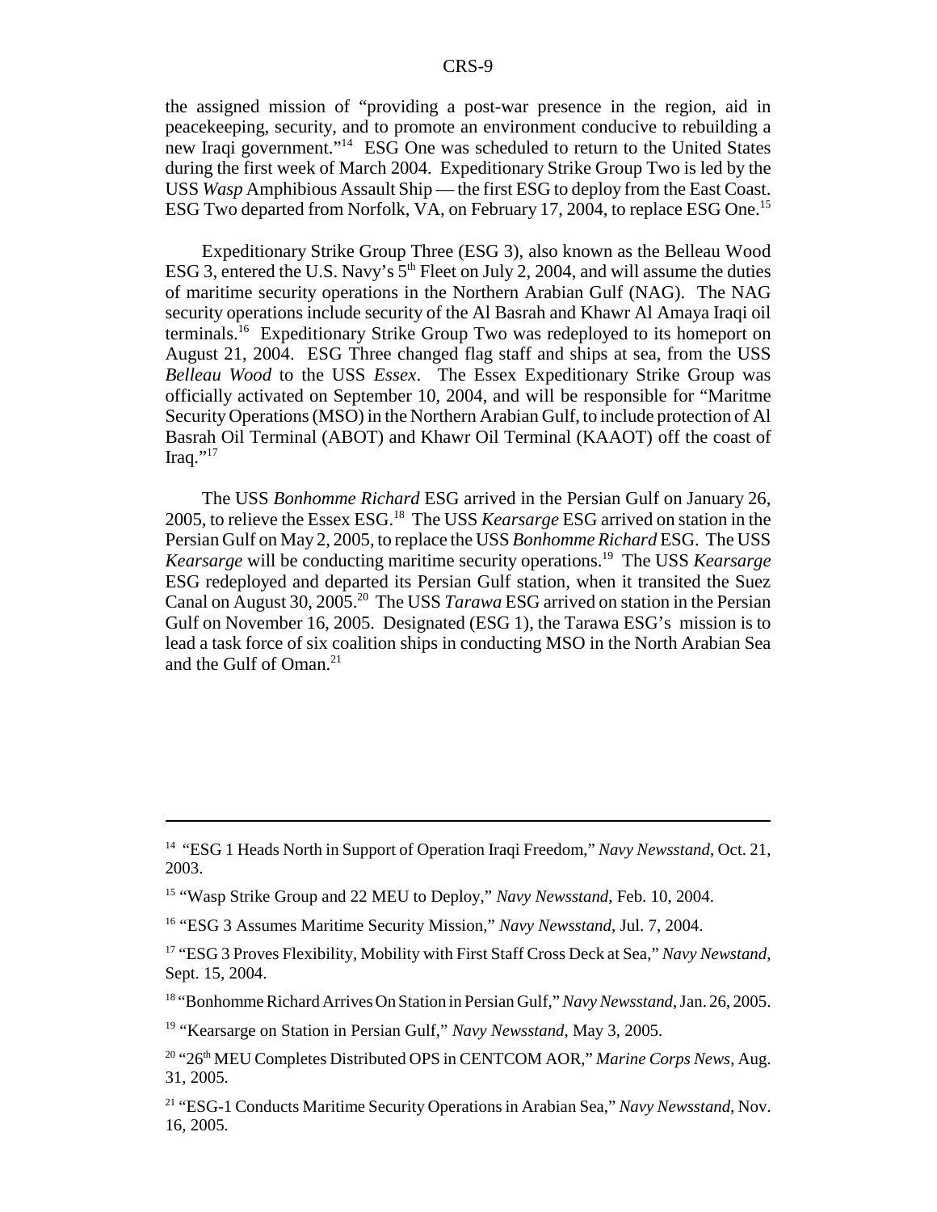the assigned mission of "providing a post-war presence in the region, aid in peacekeeping, security, and to promote an environment conducive to rebuilding a new Iraqi government."[14] ESG One was scheduled to return to the United States during the first week of March 2004. Expeditionary Strike Group Two is led by the USS *Wasp* Amphibious Assault Ship — the first ESG to deploy from the East Coast. ESG Two departed from Norfolk, VA, on February 17, 2004, to replace ESG One.[15]

Expeditionary Strike Group Three (ESG 3), also known as the Belleau Wood ESG 3, entered the U.S. Navy's 5th Fleet on July 2, 2004, and will assume the duties of maritime security operations in the Northern Arabian Gulf (NAG). The NAG security operations include security of the Al Basrah and Khawr Al Amaya Iraqi oil terminals.[16] Expeditionary Strike Group Two was redeployed to its homeport on August 21, 2004. ESG Three changed flag staff and ships at sea, from the USS *Belleau Wood* to the USS *Essex*. The Essex Expeditionary Strike Group was officially activated on September 10, 2004, and will be responsible for "Maritme Security Operations (MSO) in the Northern Arabian Gulf, to include protection of Al Basrah Oil Terminal (ABOT) and Khawr Oil Terminal (KAAOT) off the coast of Iraq."[17]

The USS *Bonhomme Richard* ESG arrived in the Persian Gulf on January 26, 2005, to relieve the Essex ESG.[18] The USS *Kearsarge* ESG arrived on station in the Persian Gulf on May 2, 2005, to replace the USS *Bonhomme Richard* ESG. The USS *Kearsarge* will be conducting maritime security operations.[19] The USS *Kearsarge* ESG redeployed and departed its Persian Gulf station, when it transited the Suez Canal on August 30, 2005.[20] The USS *Tarawa* ESG arrived on station in the Persian Gulf on November 16, 2005. Designated (ESG 1), the Tarawa ESG's mission is to lead a task force of six coalition ships in conducting MSO in the North Arabian Sea and the Gulf of Oman.[21]

---

[14] "ESG 1 Heads North in Support of Operation Iraqi Freedom," *Navy Newsstand*, Oct. 21, 2003.

[15] "Wasp Strike Group and 22 MEU to Deploy," *Navy Newsstand*, Feb. 10, 2004.

[16] "ESG 3 Assumes Maritime Security Mission," *Navy Newsstand*, Jul. 7, 2004.

[17] "ESG 3 Proves Flexibility, Mobility with First Staff Cross Deck at Sea," *Navy Newstand*, Sept. 15, 2004.

[18] "Bonhomme Richard Arrives On Station in Persian Gulf," *Navy Newsstand*, Jan. 26, 2005.

[19] "Kearsarge on Station in Persian Gulf," *Navy Newsstand*, May 3, 2005.

[20] "26th MEU Completes Distributed OPS in CENTCOM AOR," *Marine Corps News*, Aug. 31, 2005.

[21] "ESG-1 Conducts Maritime Security Operations in Arabian Sea," *Navy Newsstand*, Nov. 16, 2005.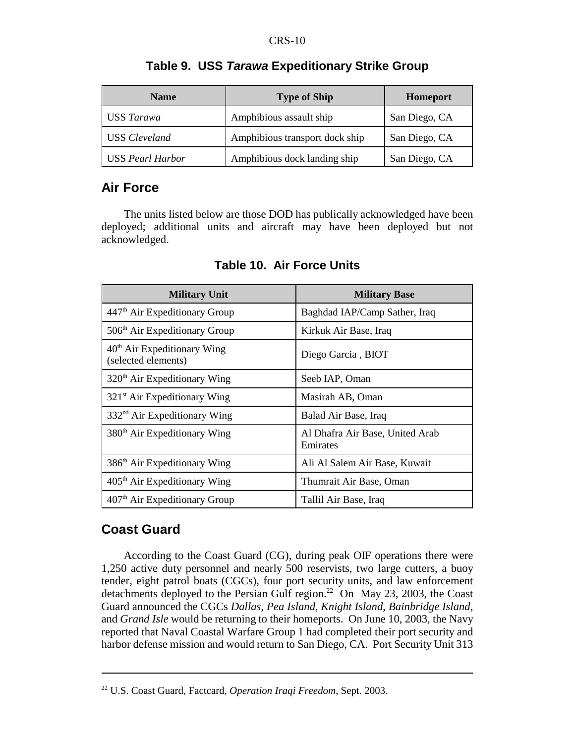**Table 9. USS *Tarawa* Expeditionary Strike Group**

| Name | Type of Ship | Homeport |
|---|---|---|
| USS *Tarawa* | Amphibious assault ship | San Diego, CA |
| USS *Cleveland* | Amphibious transport dock ship | San Diego, CA |
| USS *Pearl Harbor* | Amphibious dock landing ship | San Diego, CA |

## Air Force

The units listed below are those DOD has publically acknowledged have been deployed; additional units and aircraft may have been deployed but not acknowledged.

**Table 10. Air Force Units**

| Military Unit | Military Base |
|---|---|
| 447th Air Expeditionary Group | Baghdad IAP/Camp Sather, Iraq |
| 506th Air Expeditionary Group | Kirkuk Air Base, Iraq |
| 40th Air Expeditionary Wing (selected elements) | Diego Garcia , BIOT |
| 320th Air Expeditionary Wing | Seeb IAP, Oman |
| 321st Air Expeditionary Wing | Masirah AB, Oman |
| 332nd Air Expeditionary Wing | Balad Air Base, Iraq |
| 380th Air Expeditionary Wing | Al Dhafra Air Base, United Arab Emirates |
| 386th Air Expeditionary Wing | Ali Al Salem Air Base, Kuwait |
| 405th Air Expeditionary Wing | Thumrait Air Base, Oman |
| 407th Air Expeditionary Group | Tallil Air Base, Iraq |

## Coast Guard

According to the Coast Guard (CG), during peak OIF operations there were 1,250 active duty personnel and nearly 500 reservists, two large cutters, a buoy tender, eight patrol boats (CGCs), four port security units, and law enforcement detachments deployed to the Persian Gulf region.[22] On May 23, 2003, the Coast Guard announced the CGCs *Dallas*, *Pea Island*, *Knight Island*, *Bainbridge Island*, and *Grand Isle* would be returning to their homeports. On June 10, 2003, the Navy reported that Naval Coastal Warfare Group 1 had completed their port security and harbor defense mission and would return to San Diego, CA. Port Security Unit 313

---

[22] U.S. Coast Guard, Factcard, *Operation Iraqi Freedom*, Sept. 2003.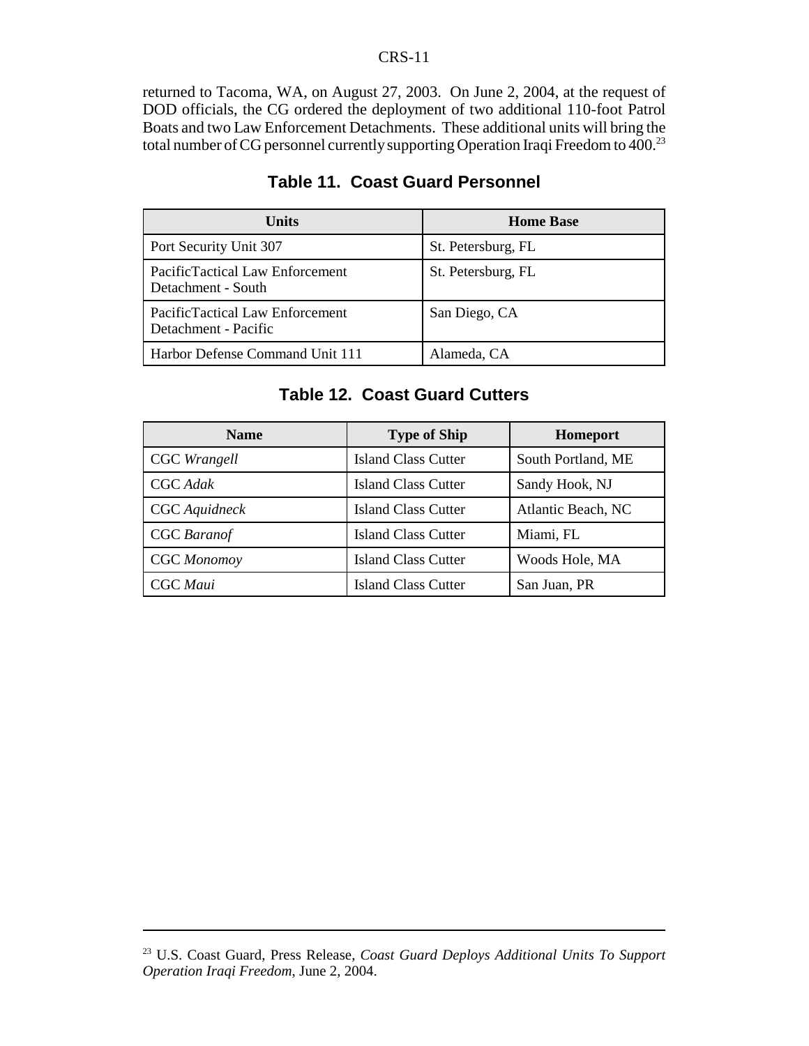returned to Tacoma, WA, on August 27, 2003. On June 2, 2004, at the request of DOD officials, the CG ordered the deployment of two additional 110-foot Patrol Boats and two Law Enforcement Detachments. These additional units will bring the total number of CG personnel currently supporting Operation Iraqi Freedom to 400.[23]

**Table 11. Coast Guard Personnel**

| Units | Home Base |
|---|---|
| Port Security Unit 307 | St. Petersburg, FL |
| PacificTactical Law Enforcement Detachment - South | St. Petersburg, FL |
| PacificTactical Law Enforcement Detachment - Pacific | San Diego, CA |
| Harbor Defense Command Unit 111 | Alameda, CA |

**Table 12. Coast Guard Cutters**

| Name | Type of Ship | Homeport |
|---|---|---|
| CGC *Wrangell* | Island Class Cutter | South Portland, ME |
| CGC *Adak* | Island Class Cutter | Sandy Hook, NJ |
| CGC *Aquidneck* | Island Class Cutter | Atlantic Beach, NC |
| CGC *Baranof* | Island Class Cutter | Miami, FL |
| CGC *Monomoy* | Island Class Cutter | Woods Hole, MA |
| CGC *Maui* | Island Class Cutter | San Juan, PR |

---

[23] U.S. Coast Guard, Press Release, *Coast Guard Deploys Additional Units To Support Operation Iraqi Freedom*, June 2, 2004.